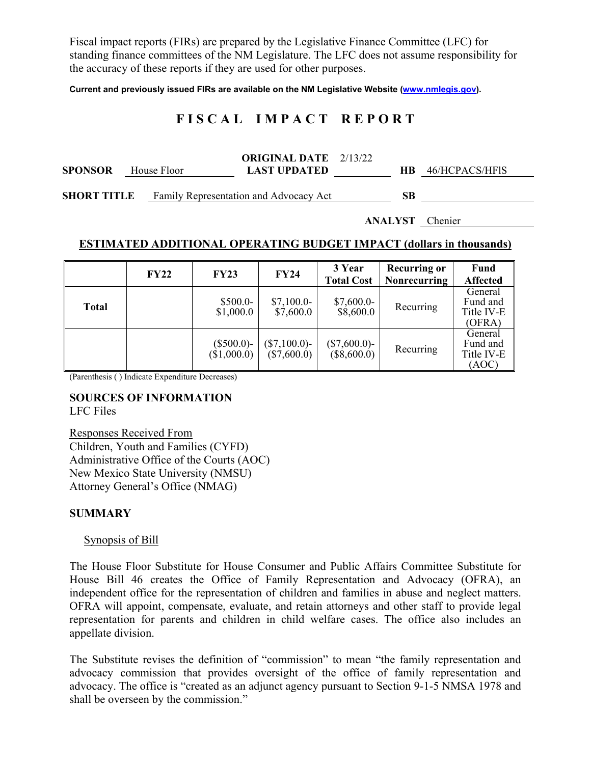Fiscal impact reports (FIRs) are prepared by the Legislative Finance Committee (LFC) for standing finance committees of the NM Legislature. The LFC does not assume responsibility for the accuracy of these reports if they are used for other purposes.

**Current and previously issued FIRs are available on the NM Legislative Website (www.nmlegis.gov).**

# FISCAL IMPACT REPORT

| | | | | | |
|---|---|---|---|---|---|
| **SPONSOR** | House Floor | **ORIGINAL DATE** / **LAST UPDATED** | 2/13/22 | **HB** | 46/HCPACS/HFlS |
| **SHORT TITLE** | Family Representation and Advocacy Act | | | **SB** | |
| | | | | **ANALYST** | Chenier |

## ESTIMATED ADDITIONAL OPERATING BUDGET IMPACT (dollars in thousands)

| | FY22 | FY23 | FY24 | 3 Year Total Cost | Recurring or Nonrecurring | Fund Affected |
|---|---|---|---|---|---|---|
| **Total** | | \$500.0-\$1,000.0 | \$7,100.0-\$7,600.0 | \$7,600.0-\$8,600.0 | Recurring | General Fund and Title IV-E (OFRA) |
| | | (\$500.0)-(\$1,000.0) | (\$7,100.0)-(\$7,600.0) | (\$7,600.0)-(\$8,600.0) | Recurring | General Fund and Title IV-E (AOC) |

(Parenthesis ( ) Indicate Expenditure Decreases)

**SOURCES OF INFORMATION**
LFC Files

Responses Received From
Children, Youth and Families (CYFD)
Administrative Office of the Courts (AOC)
New Mexico State University (NMSU)
Attorney General's Office (NMAG)

**SUMMARY**

Synopsis of Bill

The House Floor Substitute for House Consumer and Public Affairs Committee Substitute for House Bill 46 creates the Office of Family Representation and Advocacy (OFRA), an independent office for the representation of children and families in abuse and neglect matters. OFRA will appoint, compensate, evaluate, and retain attorneys and other staff to provide legal representation for parents and children in child welfare cases. The office also includes an appellate division.

The Substitute revises the definition of "commission" to mean "the family representation and advocacy commission that provides oversight of the office of family representation and advocacy. The office is "created as an adjunct agency pursuant to Section 9-1-5 NMSA 1978 and shall be overseen by the commission."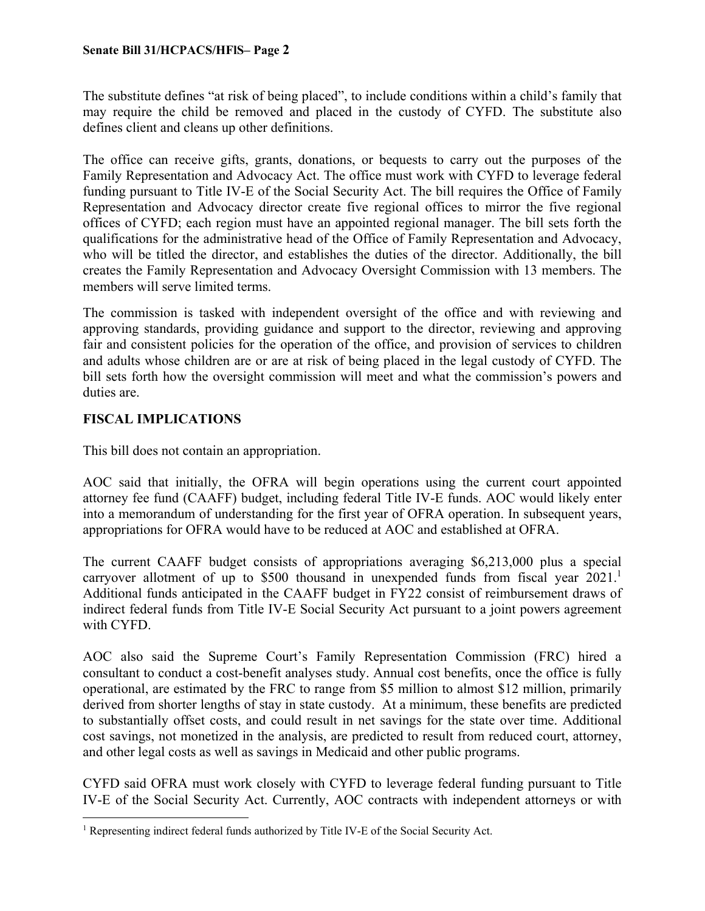The substitute defines "at risk of being placed", to include conditions within a child's family that may require the child be removed and placed in the custody of CYFD. The substitute also defines client and cleans up other definitions.

The office can receive gifts, grants, donations, or bequests to carry out the purposes of the Family Representation and Advocacy Act. The office must work with CYFD to leverage federal funding pursuant to Title IV-E of the Social Security Act. The bill requires the Office of Family Representation and Advocacy director create five regional offices to mirror the five regional offices of CYFD; each region must have an appointed regional manager. The bill sets forth the qualifications for the administrative head of the Office of Family Representation and Advocacy, who will be titled the director, and establishes the duties of the director. Additionally, the bill creates the Family Representation and Advocacy Oversight Commission with 13 members. The members will serve limited terms.

The commission is tasked with independent oversight of the office and with reviewing and approving standards, providing guidance and support to the director, reviewing and approving fair and consistent policies for the operation of the office, and provision of services to children and adults whose children are or are at risk of being placed in the legal custody of CYFD. The bill sets forth how the oversight commission will meet and what the commission's powers and duties are.

## FISCAL IMPLICATIONS

This bill does not contain an appropriation.

AOC said that initially, the OFRA will begin operations using the current court appointed attorney fee fund (CAAFF) budget, including federal Title IV-E funds. AOC would likely enter into a memorandum of understanding for the first year of OFRA operation. In subsequent years, appropriations for OFRA would have to be reduced at AOC and established at OFRA.

The current CAAFF budget consists of appropriations averaging $6,213,000 plus a special carryover allotment of up to $500 thousand in unexpended funds from fiscal year 2021.[1] Additional funds anticipated in the CAAFF budget in FY22 consist of reimbursement draws of indirect federal funds from Title IV-E Social Security Act pursuant to a joint powers agreement with CYFD.

AOC also said the Supreme Court's Family Representation Commission (FRC) hired a consultant to conduct a cost-benefit analyses study. Annual cost benefits, once the office is fully operational, are estimated by the FRC to range from $5 million to almost $12 million, primarily derived from shorter lengths of stay in state custody. At a minimum, these benefits are predicted to substantially offset costs, and could result in net savings for the state over time. Additional cost savings, not monetized in the analysis, are predicted to result from reduced court, attorney, and other legal costs as well as savings in Medicaid and other public programs.

CYFD said OFRA must work closely with CYFD to leverage federal funding pursuant to Title IV-E of the Social Security Act. Currently, AOC contracts with independent attorneys or with

[1] Representing indirect federal funds authorized by Title IV-E of the Social Security Act.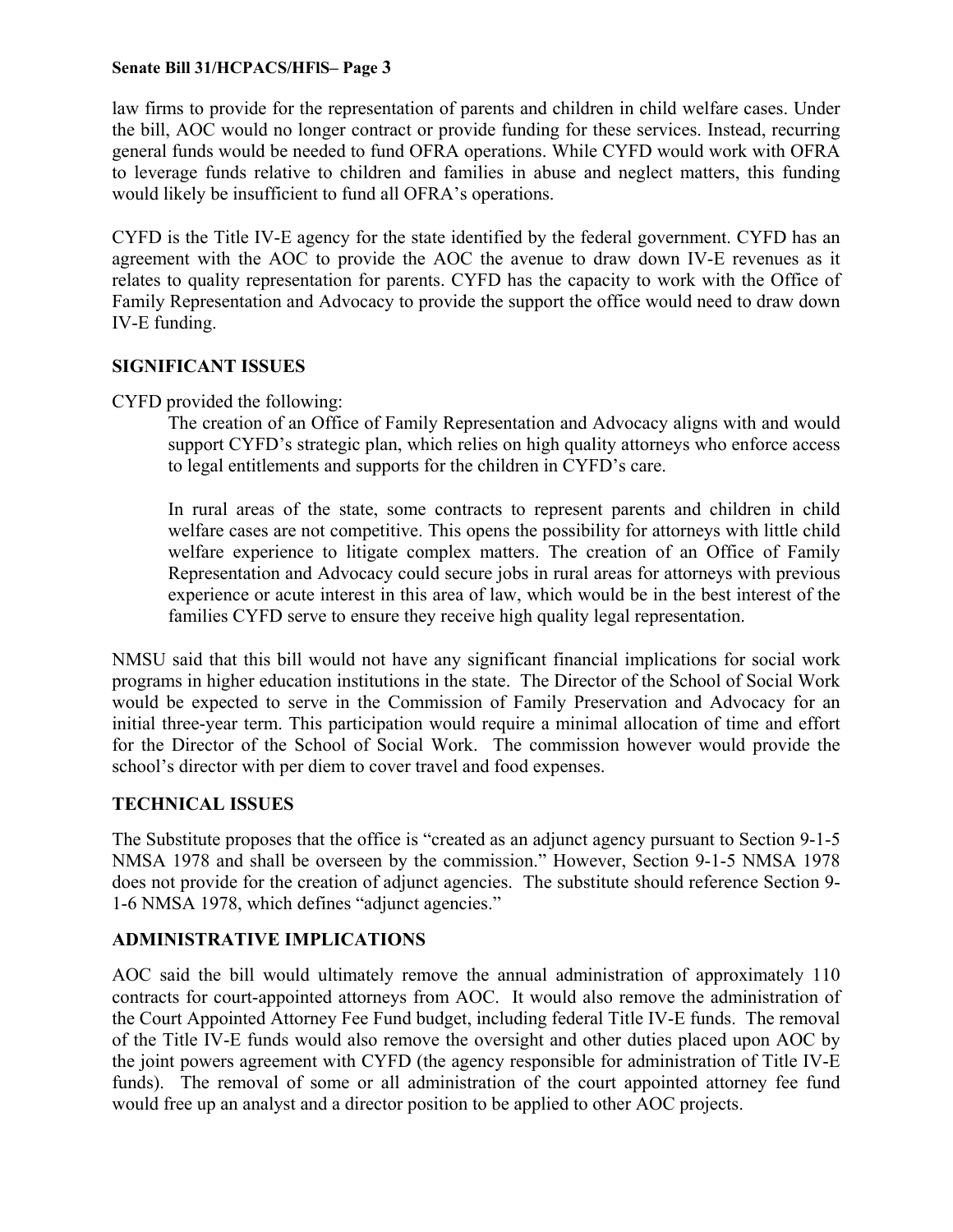law firms to provide for the representation of parents and children in child welfare cases. Under the bill, AOC would no longer contract or provide funding for these services. Instead, recurring general funds would be needed to fund OFRA operations. While CYFD would work with OFRA to leverage funds relative to children and families in abuse and neglect matters, this funding would likely be insufficient to fund all OFRA's operations.

CYFD is the Title IV-E agency for the state identified by the federal government. CYFD has an agreement with the AOC to provide the AOC the avenue to draw down IV-E revenues as it relates to quality representation for parents. CYFD has the capacity to work with the Office of Family Representation and Advocacy to provide the support the office would need to draw down IV-E funding.

**SIGNIFICANT ISSUES**

CYFD provided the following:

> The creation of an Office of Family Representation and Advocacy aligns with and would support CYFD's strategic plan, which relies on high quality attorneys who enforce access to legal entitlements and supports for the children in CYFD's care.
>
> In rural areas of the state, some contracts to represent parents and children in child welfare cases are not competitive. This opens the possibility for attorneys with little child welfare experience to litigate complex matters. The creation of an Office of Family Representation and Advocacy could secure jobs in rural areas for attorneys with previous experience or acute interest in this area of law, which would be in the best interest of the families CYFD serve to ensure they receive high quality legal representation.

NMSU said that this bill would not have any significant financial implications for social work programs in higher education institutions in the state. The Director of the School of Social Work would be expected to serve in the Commission of Family Preservation and Advocacy for an initial three-year term. This participation would require a minimal allocation of time and effort for the Director of the School of Social Work. The commission however would provide the school's director with per diem to cover travel and food expenses.

**TECHNICAL ISSUES**

The Substitute proposes that the office is "created as an adjunct agency pursuant to Section 9-1-5 NMSA 1978 and shall be overseen by the commission." However, Section 9-1-5 NMSA 1978 does not provide for the creation of adjunct agencies. The substitute should reference Section 9-1-6 NMSA 1978, which defines "adjunct agencies."

**ADMINISTRATIVE IMPLICATIONS**

AOC said the bill would ultimately remove the annual administration of approximately 110 contracts for court-appointed attorneys from AOC. It would also remove the administration of the Court Appointed Attorney Fee Fund budget, including federal Title IV-E funds. The removal of the Title IV-E funds would also remove the oversight and other duties placed upon AOC by the joint powers agreement with CYFD (the agency responsible for administration of Title IV-E funds). The removal of some or all administration of the court appointed attorney fee fund would free up an analyst and a director position to be applied to other AOC projects.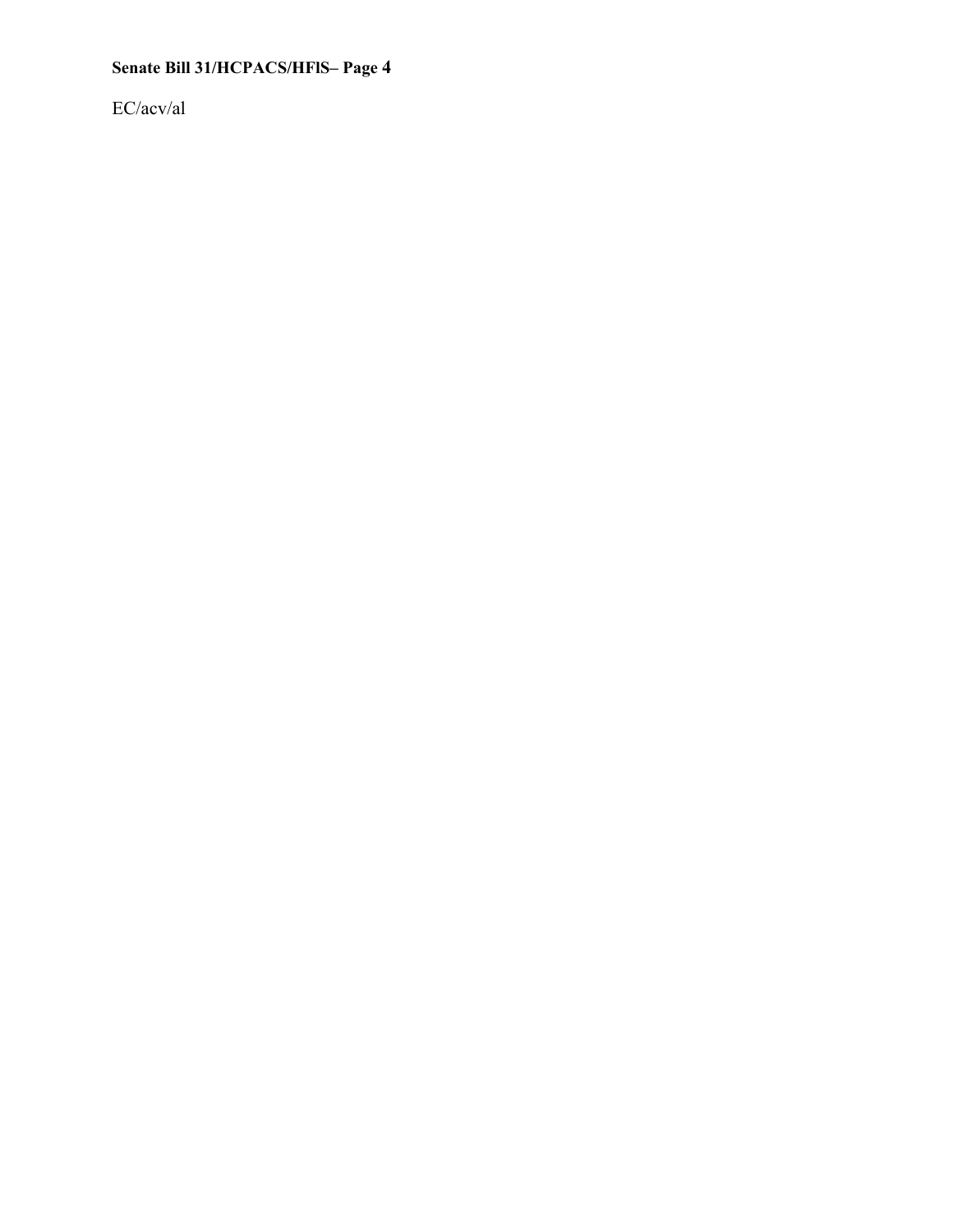EC/acv/al